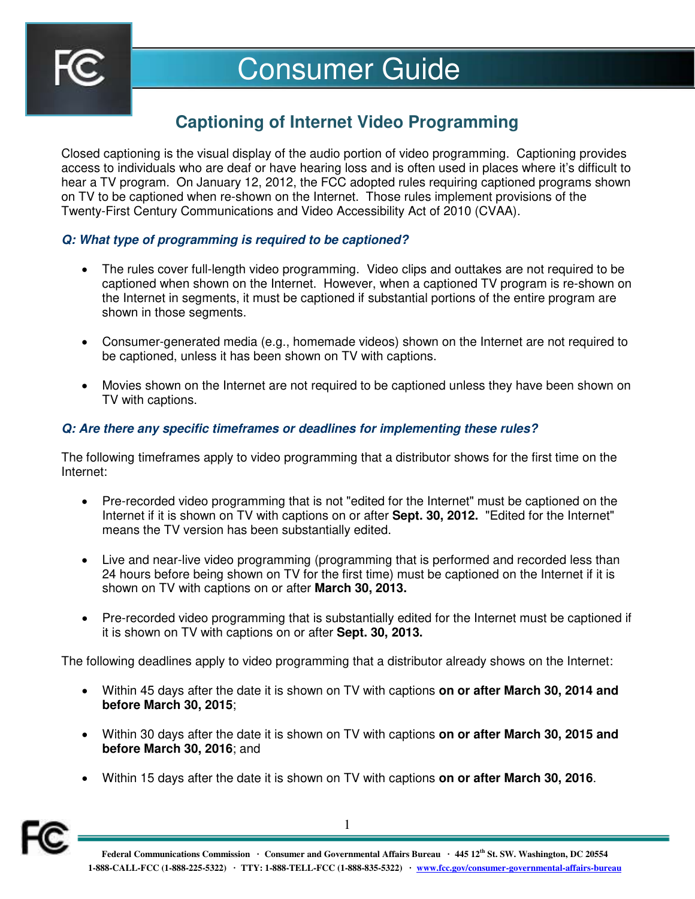# Consumer Guide

## Captioning of Internet Video Programming

Closed captioning is the visual display of the audio portion of video programming. Captioning provides access to individuals who are deaf or have hearing loss and is often used in places where it's difficult to hear a TV program. On January 12, 2012, the FCC adopted rules requiring captioned programs shown on TV to be captioned when re-shown on the Internet. Those rules implement provisions of the Twenty-First Century Communications and Video Accessibility Act of 2010 (CVAA).

### *Q: What type of programming is required to be captioned?*

- The rules cover full-length video programming. Video clips and outtakes are not required to be captioned when shown on the Internet. However, when a captioned TV program is re-shown on the Internet in segments, it must be captioned if substantial portions of the entire program are shown in those segments.
- Consumer-generated media (e.g., homemade videos) shown on the Internet are not required to be captioned, unless it has been shown on TV with captions.
- Movies shown on the Internet are not required to be captioned unless they have been shown on TV with captions.

### *Q: Are there any specific timeframes or deadlines for implementing these rules?*

The following timeframes apply to video programming that a distributor shows for the first time on the Internet:

- Pre-recorded video programming that is not "edited for the Internet" must be captioned on the Internet if it is shown on TV with captions on or after **Sept. 30, 2012.** "Edited for the Internet" means the TV version has been substantially edited.
- Live and near-live video programming (programming that is performed and recorded less than 24 hours before being shown on TV for the first time) must be captioned on the Internet if it is shown on TV with captions on or after **March 30, 2013.**
- Pre-recorded video programming that is substantially edited for the Internet must be captioned if it is shown on TV with captions on or after **Sept. 30, 2013.**

The following deadlines apply to video programming that a distributor already shows on the Internet:

- Within 45 days after the date it is shown on TV with captions **on or after March 30, 2014 and before March 30, 2015**;
- Within 30 days after the date it is shown on TV with captions **on or after March 30, 2015 and before March 30, 2016**; and
- Within 15 days after the date it is shown on TV with captions **on or after March 30, 2016**.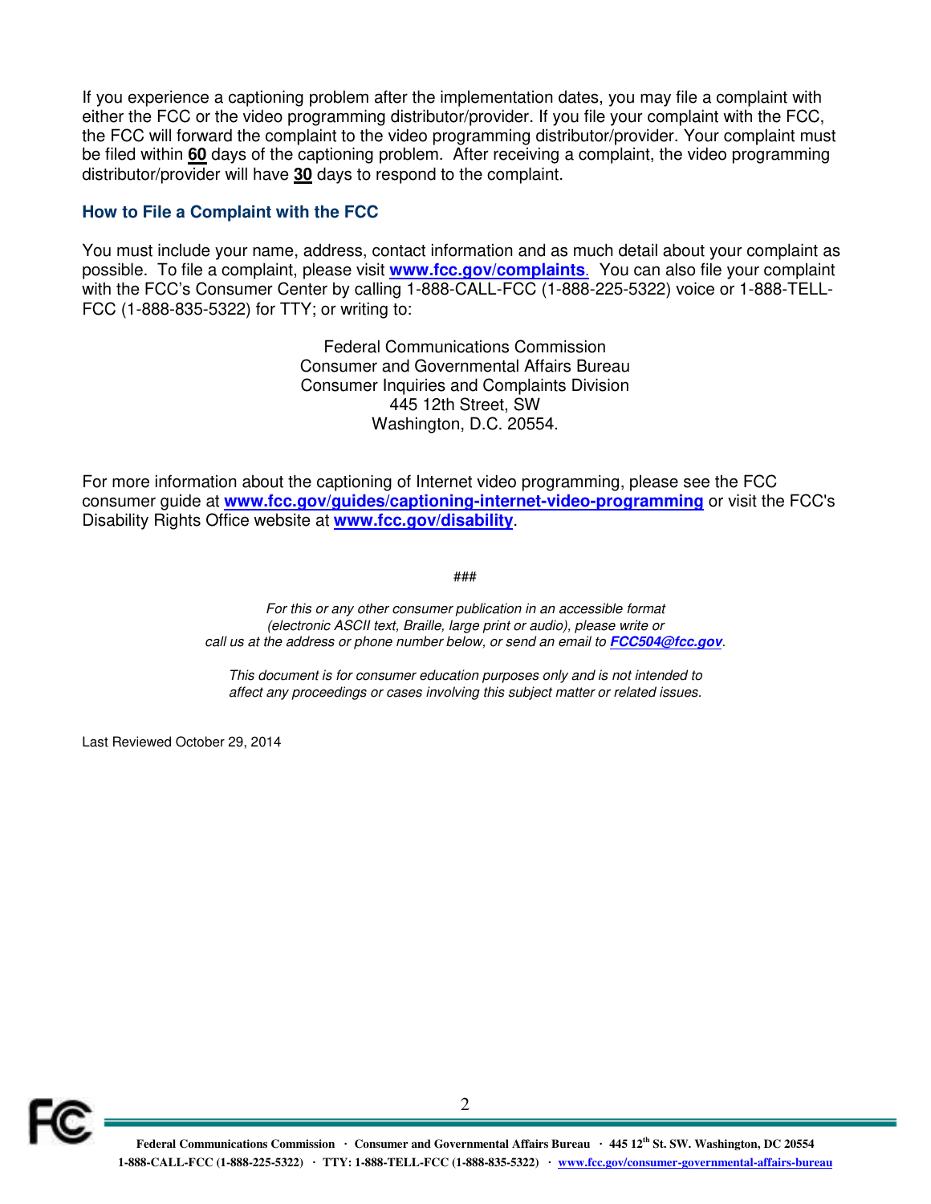If you experience a captioning problem after the implementation dates, you may file a complaint with either the FCC or the video programming distributor/provider. If you file your complaint with the FCC, the FCC will forward the complaint to the video programming distributor/provider. Your complaint must be filed within **60** days of the captioning problem. After receiving a complaint, the video programming distributor/provider will have **30** days to respond to the complaint.

### How to File a Complaint with the FCC

You must include your name, address, contact information and as much detail about your complaint as possible. To file a complaint, please visit **www.fcc.gov/complaints**. You can also file your complaint with the FCC's Consumer Center by calling 1-888-CALL-FCC (1-888-225-5322) voice or 1-888-TELL-FCC (1-888-835-5322) for TTY; or writing to:

Federal Communications Commission
Consumer and Governmental Affairs Bureau
Consumer Inquiries and Complaints Division
445 12th Street, SW
Washington, D.C. 20554.

For more information about the captioning of Internet video programming, please see the FCC consumer guide at **www.fcc.gov/guides/captioning-internet-video-programming** or visit the FCC's Disability Rights Office website at **www.fcc.gov/disability**.

###

*For this or any other consumer publication in an accessible format (electronic ASCII text, Braille, large print or audio), please write or call us at the address or phone number below, or send an email to* ***FCC504@fcc.gov****.*

*This document is for consumer education purposes only and is not intended to affect any proceedings or cases involving this subject matter or related issues.*

Last Reviewed October 29, 2014